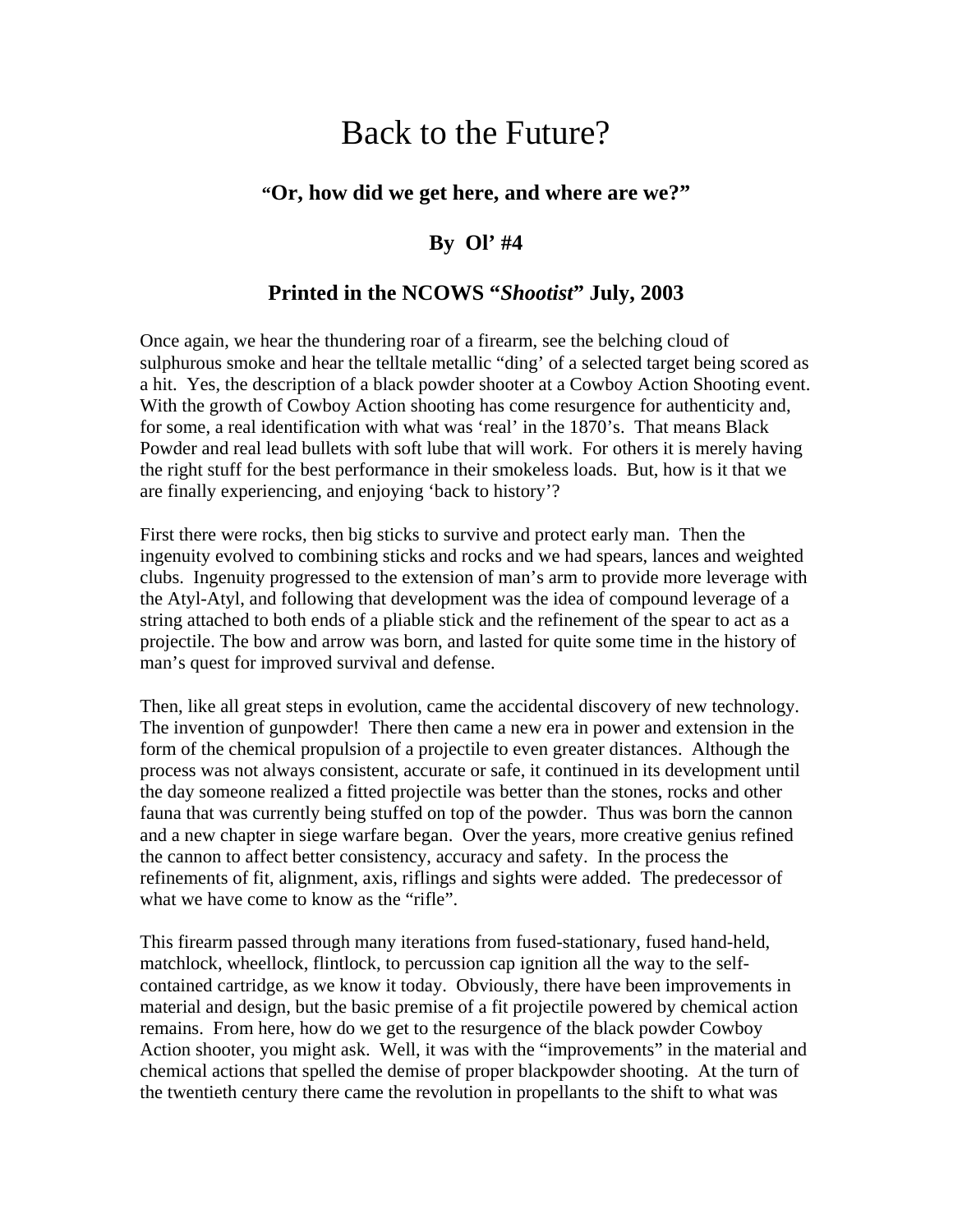# Back to the Future?

### "Or, how did we get here, and where are we?"

### By Ol' #4

### Printed in the NCOWS "*Shootist*" July, 2003

Once again, we hear the thundering roar of a firearm, see the belching cloud of sulphurous smoke and hear the telltale metallic "ding' of a selected target being scored as a hit. Yes, the description of a black powder shooter at a Cowboy Action Shooting event. With the growth of Cowboy Action shooting has come resurgence for authenticity and, for some, a real identification with what was 'real' in the 1870's. That means Black Powder and real lead bullets with soft lube that will work. For others it is merely having the right stuff for the best performance in their smokeless loads. But, how is it that we are finally experiencing, and enjoying 'back to history'?

First there were rocks, then big sticks to survive and protect early man. Then the ingenuity evolved to combining sticks and rocks and we had spears, lances and weighted clubs. Ingenuity progressed to the extension of man's arm to provide more leverage with the Atyl-Atyl, and following that development was the idea of compound leverage of a string attached to both ends of a pliable stick and the refinement of the spear to act as a projectile. The bow and arrow was born, and lasted for quite some time in the history of man's quest for improved survival and defense.

Then, like all great steps in evolution, came the accidental discovery of new technology. The invention of gunpowder! There then came a new era in power and extension in the form of the chemical propulsion of a projectile to even greater distances. Although the process was not always consistent, accurate or safe, it continued in its development until the day someone realized a fitted projectile was better than the stones, rocks and other fauna that was currently being stuffed on top of the powder. Thus was born the cannon and a new chapter in siege warfare began. Over the years, more creative genius refined the cannon to affect better consistency, accuracy and safety. In the process the refinements of fit, alignment, axis, riflings and sights were added. The predecessor of what we have come to know as the "rifle".

This firearm passed through many iterations from fused-stationary, fused hand-held, matchlock, wheellock, flintlock, to percussion cap ignition all the way to the self-contained cartridge, as we know it today. Obviously, there have been improvements in material and design, but the basic premise of a fit projectile powered by chemical action remains. From here, how do we get to the resurgence of the black powder Cowboy Action shooter, you might ask. Well, it was with the "improvements" in the material and chemical actions that spelled the demise of proper blackpowder shooting. At the turn of the twentieth century there came the revolution in propellants to the shift to what was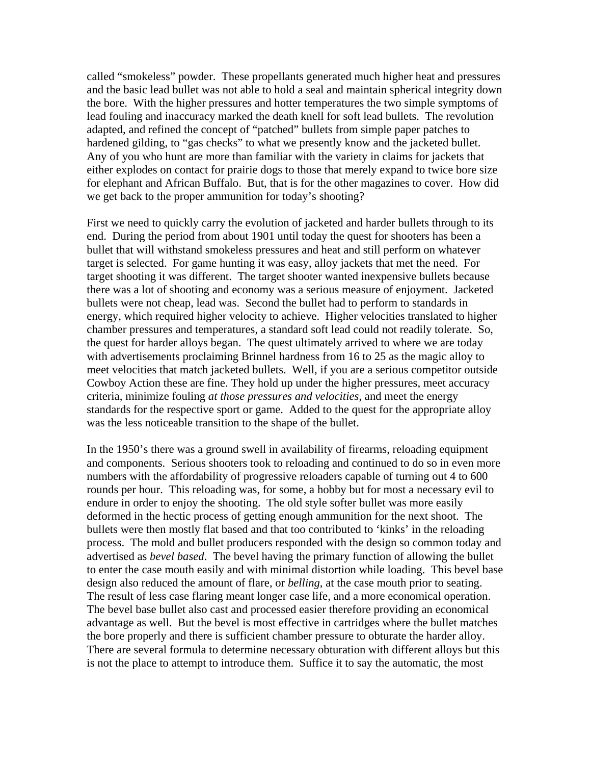called "smokeless" powder. These propellants generated much higher heat and pressures and the basic lead bullet was not able to hold a seal and maintain spherical integrity down the bore. With the higher pressures and hotter temperatures the two simple symptoms of lead fouling and inaccuracy marked the death knell for soft lead bullets. The revolution adapted, and refined the concept of "patched" bullets from simple paper patches to hardened gilding, to "gas checks" to what we presently know and the jacketed bullet. Any of you who hunt are more than familiar with the variety in claims for jackets that either explodes on contact for prairie dogs to those that merely expand to twice bore size for elephant and African Buffalo. But, that is for the other magazines to cover. How did we get back to the proper ammunition for today's shooting?

First we need to quickly carry the evolution of jacketed and harder bullets through to its end. During the period from about 1901 until today the quest for shooters has been a bullet that will withstand smokeless pressures and heat and still perform on whatever target is selected. For game hunting it was easy, alloy jackets that met the need. For target shooting it was different. The target shooter wanted inexpensive bullets because there was a lot of shooting and economy was a serious measure of enjoyment. Jacketed bullets were not cheap, lead was. Second the bullet had to perform to standards in energy, which required higher velocity to achieve. Higher velocities translated to higher chamber pressures and temperatures, a standard soft lead could not readily tolerate. So, the quest for harder alloys began. The quest ultimately arrived to where we are today with advertisements proclaiming Brinnel hardness from 16 to 25 as the magic alloy to meet velocities that match jacketed bullets. Well, if you are a serious competitor outside Cowboy Action these are fine. They hold up under the higher pressures, meet accuracy criteria, minimize fouling *at those pressures and velocities*, and meet the energy standards for the respective sport or game. Added to the quest for the appropriate alloy was the less noticeable transition to the shape of the bullet.

In the 1950's there was a ground swell in availability of firearms, reloading equipment and components. Serious shooters took to reloading and continued to do so in even more numbers with the affordability of progressive reloaders capable of turning out 4 to 600 rounds per hour. This reloading was, for some, a hobby but for most a necessary evil to endure in order to enjoy the shooting. The old style softer bullet was more easily deformed in the hectic process of getting enough ammunition for the next shoot. The bullets were then mostly flat based and that too contributed to 'kinks' in the reloading process. The mold and bullet producers responded with the design so common today and advertised as *bevel based*. The bevel having the primary function of allowing the bullet to enter the case mouth easily and with minimal distortion while loading. This bevel base design also reduced the amount of flare, or *belling*, at the case mouth prior to seating. The result of less case flaring meant longer case life, and a more economical operation. The bevel base bullet also cast and processed easier therefore providing an economical advantage as well. But the bevel is most effective in cartridges where the bullet matches the bore properly and there is sufficient chamber pressure to obturate the harder alloy. There are several formula to determine necessary obturation with different alloys but this is not the place to attempt to introduce them. Suffice it to say the automatic, the most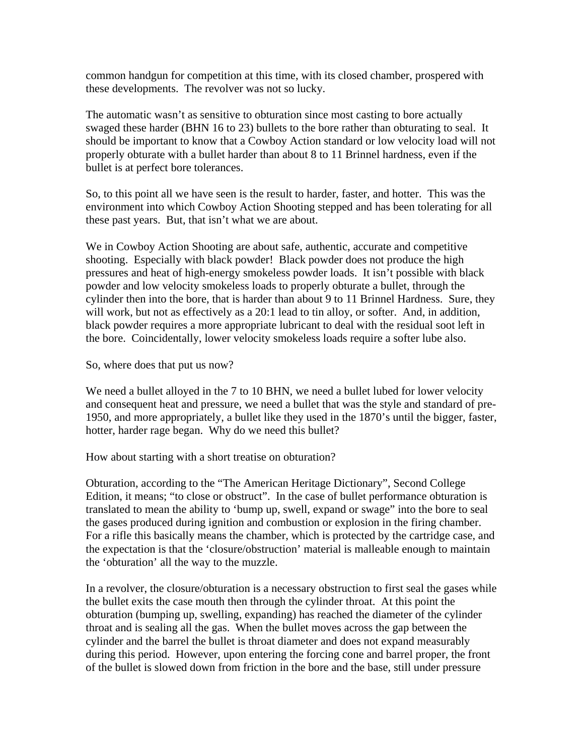common handgun for competition at this time, with its closed chamber, prospered with these developments. The revolver was not so lucky.

The automatic wasn't as sensitive to obturation since most casting to bore actually swaged these harder (BHN 16 to 23) bullets to the bore rather than obturating to seal. It should be important to know that a Cowboy Action standard or low velocity load will not properly obturate with a bullet harder than about 8 to 11 Brinnel hardness, even if the bullet is at perfect bore tolerances.

So, to this point all we have seen is the result to harder, faster, and hotter. This was the environment into which Cowboy Action Shooting stepped and has been tolerating for all these past years. But, that isn't what we are about.

We in Cowboy Action Shooting are about safe, authentic, accurate and competitive shooting. Especially with black powder! Black powder does not produce the high pressures and heat of high-energy smokeless powder loads. It isn't possible with black powder and low velocity smokeless loads to properly obturate a bullet, through the cylinder then into the bore, that is harder than about 9 to 11 Brinnel Hardness. Sure, they will work, but not as effectively as a 20:1 lead to tin alloy, or softer. And, in addition, black powder requires a more appropriate lubricant to deal with the residual soot left in the bore. Coincidentally, lower velocity smokeless loads require a softer lube also.

So, where does that put us now?

We need a bullet alloyed in the 7 to 10 BHN, we need a bullet lubed for lower velocity and consequent heat and pressure, we need a bullet that was the style and standard of pre-1950, and more appropriately, a bullet like they used in the 1870's until the bigger, faster, hotter, harder rage began. Why do we need this bullet?

How about starting with a short treatise on obturation?

Obturation, according to the "The American Heritage Dictionary", Second College Edition, it means; "to close or obstruct". In the case of bullet performance obturation is translated to mean the ability to 'bump up, swell, expand or swage" into the bore to seal the gases produced during ignition and combustion or explosion in the firing chamber. For a rifle this basically means the chamber, which is protected by the cartridge case, and the expectation is that the 'closure/obstruction' material is malleable enough to maintain the 'obturation' all the way to the muzzle.

In a revolver, the closure/obturation is a necessary obstruction to first seal the gases while the bullet exits the case mouth then through the cylinder throat. At this point the obturation (bumping up, swelling, expanding) has reached the diameter of the cylinder throat and is sealing all the gas. When the bullet moves across the gap between the cylinder and the barrel the bullet is throat diameter and does not expand measurably during this period. However, upon entering the forcing cone and barrel proper, the front of the bullet is slowed down from friction in the bore and the base, still under pressure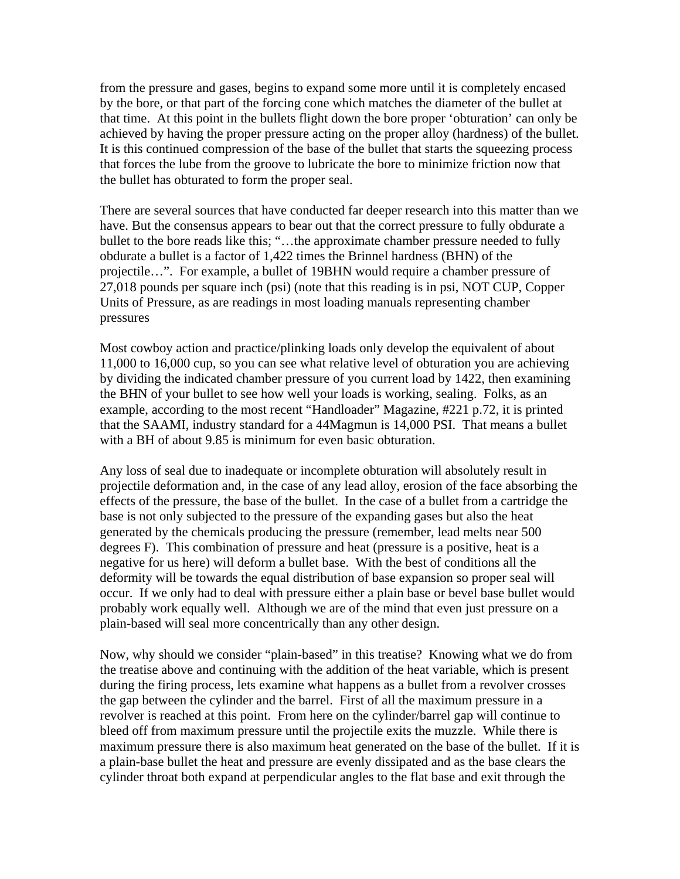from the pressure and gases, begins to expand some more until it is completely encased by the bore, or that part of the forcing cone which matches the diameter of the bullet at that time. At this point in the bullets flight down the bore proper 'obturation' can only be achieved by having the proper pressure acting on the proper alloy (hardness) of the bullet. It is this continued compression of the base of the bullet that starts the squeezing process that forces the lube from the groove to lubricate the bore to minimize friction now that the bullet has obturated to form the proper seal.

There are several sources that have conducted far deeper research into this matter than we have. But the consensus appears to bear out that the correct pressure to fully obdurate a bullet to the bore reads like this; "…the approximate chamber pressure needed to fully obdurate a bullet is a factor of 1,422 times the Brinnel hardness (BHN) of the projectile…". For example, a bullet of 19BHN would require a chamber pressure of 27,018 pounds per square inch (psi) (note that this reading is in psi, NOT CUP, Copper Units of Pressure, as are readings in most loading manuals representing chamber pressures

Most cowboy action and practice/plinking loads only develop the equivalent of about 11,000 to 16,000 cup, so you can see what relative level of obturation you are achieving by dividing the indicated chamber pressure of you current load by 1422, then examining the BHN of your bullet to see how well your loads is working, sealing. Folks, as an example, according to the most recent "Handloader" Magazine, #221 p.72, it is printed that the SAAMI, industry standard for a 44Magmun is 14,000 PSI. That means a bullet with a BH of about 9.85 is minimum for even basic obturation.

Any loss of seal due to inadequate or incomplete obturation will absolutely result in projectile deformation and, in the case of any lead alloy, erosion of the face absorbing the effects of the pressure, the base of the bullet. In the case of a bullet from a cartridge the base is not only subjected to the pressure of the expanding gases but also the heat generated by the chemicals producing the pressure (remember, lead melts near 500 degrees F). This combination of pressure and heat (pressure is a positive, heat is a negative for us here) will deform a bullet base. With the best of conditions all the deformity will be towards the equal distribution of base expansion so proper seal will occur. If we only had to deal with pressure either a plain base or bevel base bullet would probably work equally well. Although we are of the mind that even just pressure on a plain-based will seal more concentrically than any other design.

Now, why should we consider "plain-based" in this treatise? Knowing what we do from the treatise above and continuing with the addition of the heat variable, which is present during the firing process, lets examine what happens as a bullet from a revolver crosses the gap between the cylinder and the barrel. First of all the maximum pressure in a revolver is reached at this point. From here on the cylinder/barrel gap will continue to bleed off from maximum pressure until the projectile exits the muzzle. While there is maximum pressure there is also maximum heat generated on the base of the bullet. If it is a plain-base bullet the heat and pressure are evenly dissipated and as the base clears the cylinder throat both expand at perpendicular angles to the flat base and exit through the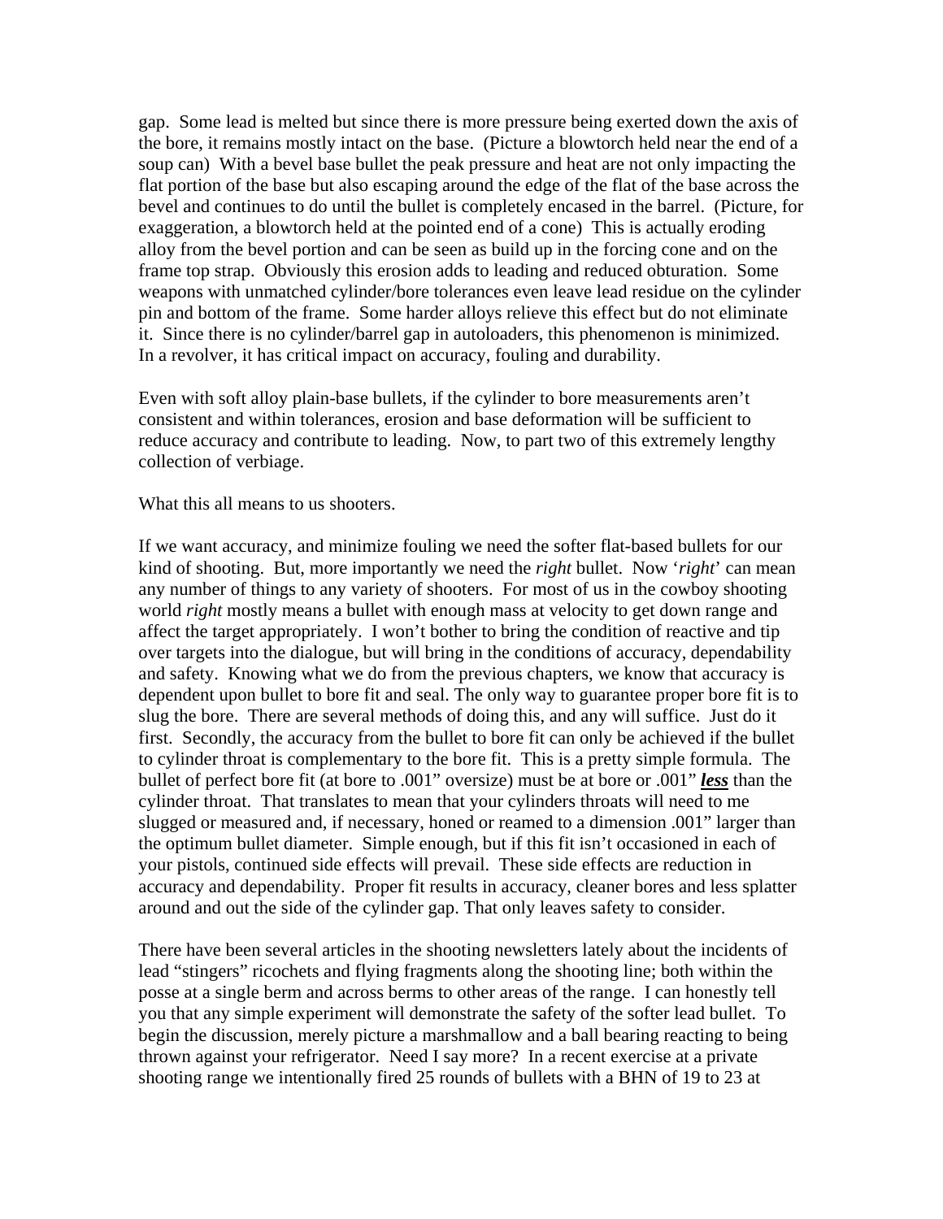gap. Some lead is melted but since there is more pressure being exerted down the axis of the bore, it remains mostly intact on the base. (Picture a blowtorch held near the end of a soup can) With a bevel base bullet the peak pressure and heat are not only impacting the flat portion of the base but also escaping around the edge of the flat of the base across the bevel and continues to do until the bullet is completely encased in the barrel. (Picture, for exaggeration, a blowtorch held at the pointed end of a cone) This is actually eroding alloy from the bevel portion and can be seen as build up in the forcing cone and on the frame top strap. Obviously this erosion adds to leading and reduced obturation. Some weapons with unmatched cylinder/bore tolerances even leave lead residue on the cylinder pin and bottom of the frame. Some harder alloys relieve this effect but do not eliminate it. Since there is no cylinder/barrel gap in autoloaders, this phenomenon is minimized. In a revolver, it has critical impact on accuracy, fouling and durability.

Even with soft alloy plain-base bullets, if the cylinder to bore measurements aren't consistent and within tolerances, erosion and base deformation will be sufficient to reduce accuracy and contribute to leading. Now, to part two of this extremely lengthy collection of verbiage.

What this all means to us shooters.

If we want accuracy, and minimize fouling we need the softer flat-based bullets for our kind of shooting. But, more importantly we need the *right* bullet. Now '*right*' can mean any number of things to any variety of shooters. For most of us in the cowboy shooting world *right* mostly means a bullet with enough mass at velocity to get down range and affect the target appropriately. I won't bother to bring the condition of reactive and tip over targets into the dialogue, but will bring in the conditions of accuracy, dependability and safety. Knowing what we do from the previous chapters, we know that accuracy is dependent upon bullet to bore fit and seal. The only way to guarantee proper bore fit is to slug the bore. There are several methods of doing this, and any will suffice. Just do it first. Secondly, the accuracy from the bullet to bore fit can only be achieved if the bullet to cylinder throat is complementary to the bore fit. This is a pretty simple formula. The bullet of perfect bore fit (at bore to .001" oversize) must be at bore or .001" ***less*** than the cylinder throat. That translates to mean that your cylinders throats will need to me slugged or measured and, if necessary, honed or reamed to a dimension .001" larger than the optimum bullet diameter. Simple enough, but if this fit isn't occasioned in each of your pistols, continued side effects will prevail. These side effects are reduction in accuracy and dependability. Proper fit results in accuracy, cleaner bores and less splatter around and out the side of the cylinder gap. That only leaves safety to consider.

There have been several articles in the shooting newsletters lately about the incidents of lead "stingers" ricochets and flying fragments along the shooting line; both within the posse at a single berm and across berms to other areas of the range. I can honestly tell you that any simple experiment will demonstrate the safety of the softer lead bullet. To begin the discussion, merely picture a marshmallow and a ball bearing reacting to being thrown against your refrigerator. Need I say more? In a recent exercise at a private shooting range we intentionally fired 25 rounds of bullets with a BHN of 19 to 23 at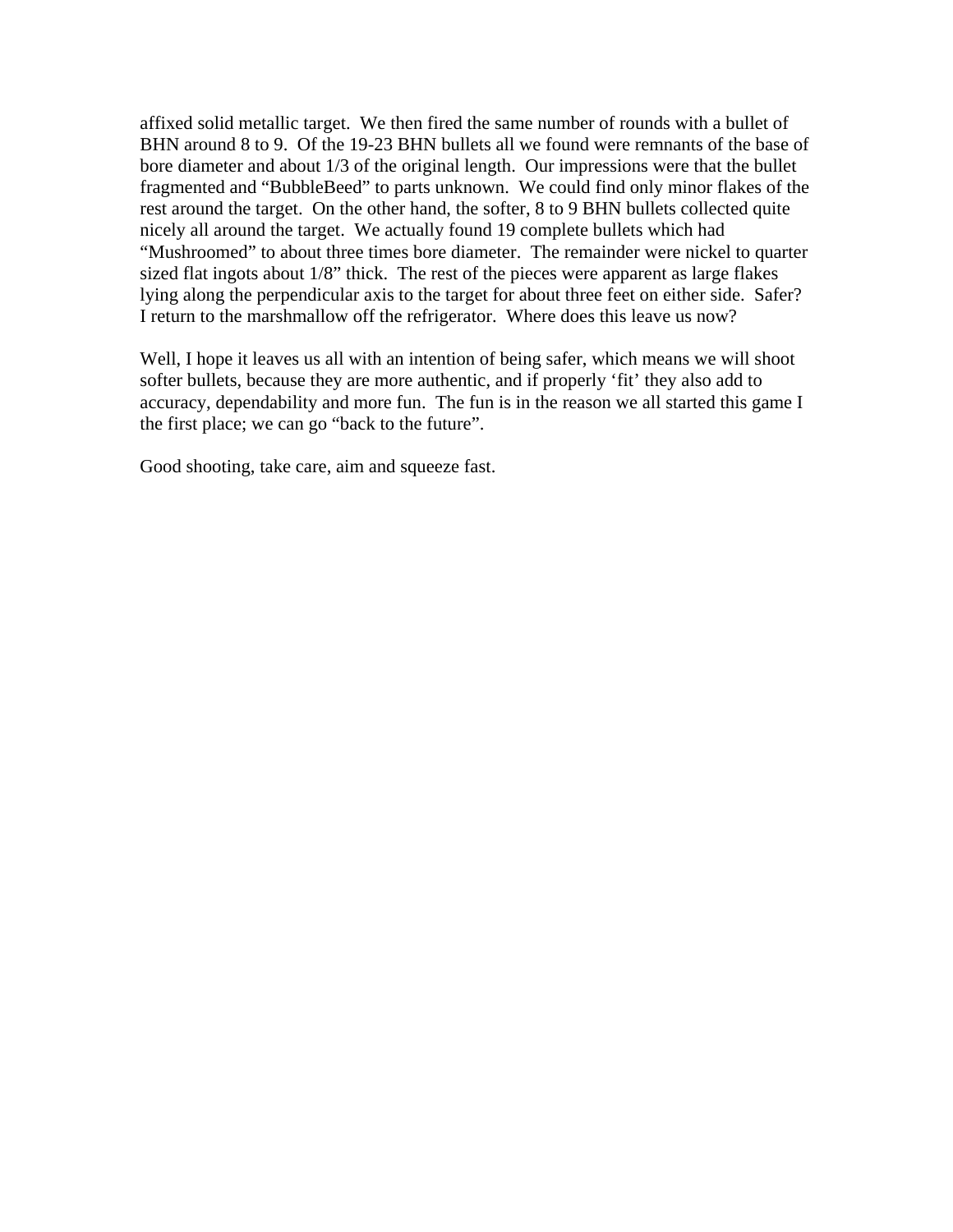affixed solid metallic target. We then fired the same number of rounds with a bullet of BHN around 8 to 9. Of the 19-23 BHN bullets all we found were remnants of the base of bore diameter and about 1/3 of the original length. Our impressions were that the bullet fragmented and "BubbleBeed" to parts unknown. We could find only minor flakes of the rest around the target. On the other hand, the softer, 8 to 9 BHN bullets collected quite nicely all around the target. We actually found 19 complete bullets which had "Mushroomed" to about three times bore diameter. The remainder were nickel to quarter sized flat ingots about 1/8" thick. The rest of the pieces were apparent as large flakes lying along the perpendicular axis to the target for about three feet on either side. Safer? I return to the marshmallow off the refrigerator. Where does this leave us now?

Well, I hope it leaves us all with an intention of being safer, which means we will shoot softer bullets, because they are more authentic, and if properly 'fit' they also add to accuracy, dependability and more fun. The fun is in the reason we all started this game I the first place; we can go "back to the future".

Good shooting, take care, aim and squeeze fast.